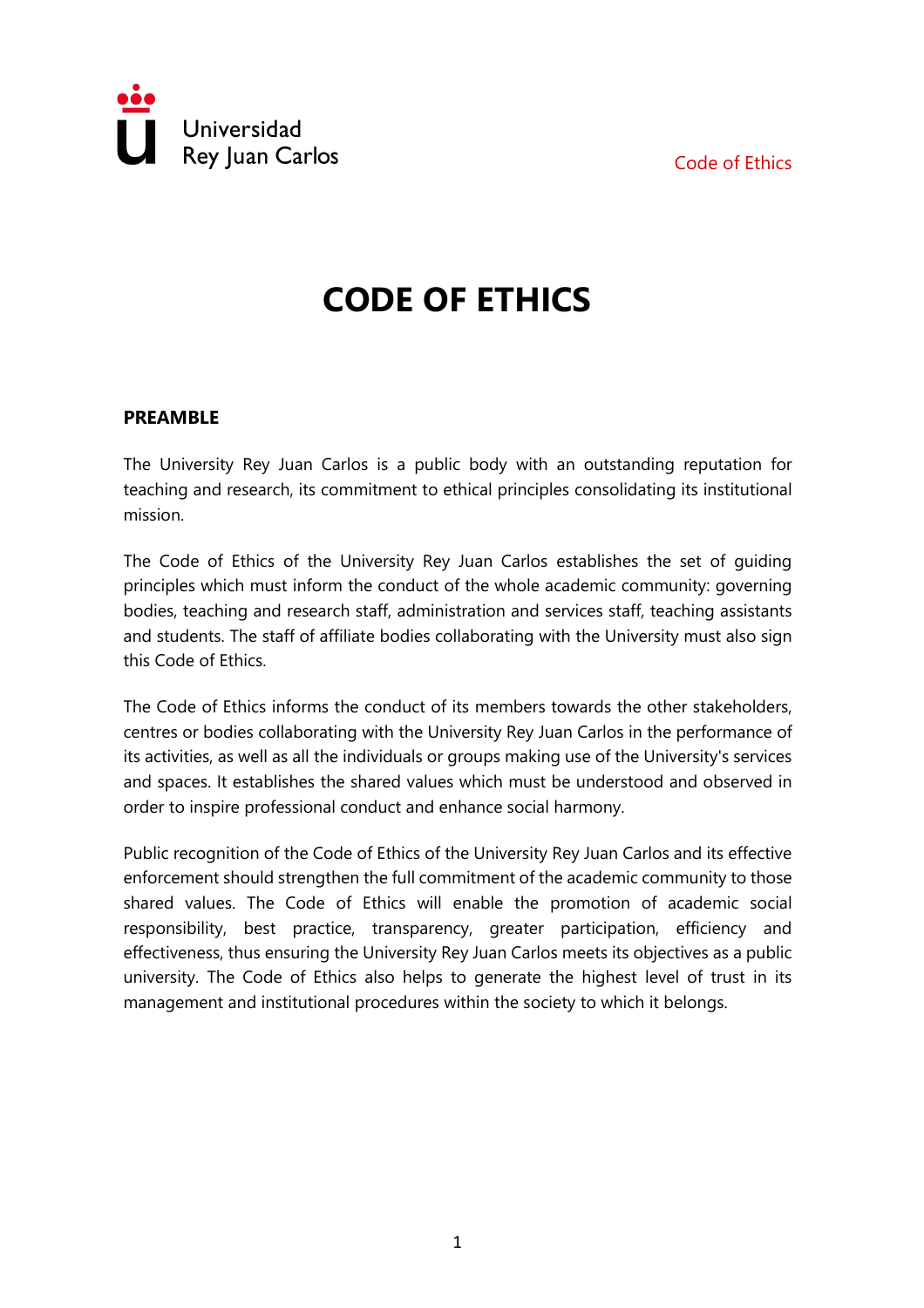# CODE OF ETHICS

## PREAMBLE

The University Rey Juan Carlos is a public body with an outstanding reputation for teaching and research, its commitment to ethical principles consolidating its institutional mission.

The Code of Ethics of the University Rey Juan Carlos establishes the set of guiding principles which must inform the conduct of the whole academic community: governing bodies, teaching and research staff, administration and services staff, teaching assistants and students. The staff of affiliate bodies collaborating with the University must also sign this Code of Ethics.

The Code of Ethics informs the conduct of its members towards the other stakeholders, centres or bodies collaborating with the University Rey Juan Carlos in the performance of its activities, as well as all the individuals or groups making use of the University's services and spaces. It establishes the shared values which must be understood and observed in order to inspire professional conduct and enhance social harmony.

Public recognition of the Code of Ethics of the University Rey Juan Carlos and its effective enforcement should strengthen the full commitment of the academic community to those shared values. The Code of Ethics will enable the promotion of academic social responsibility, best practice, transparency, greater participation, efficiency and effectiveness, thus ensuring the University Rey Juan Carlos meets its objectives as a public university. The Code of Ethics also helps to generate the highest level of trust in its management and institutional procedures within the society to which it belongs.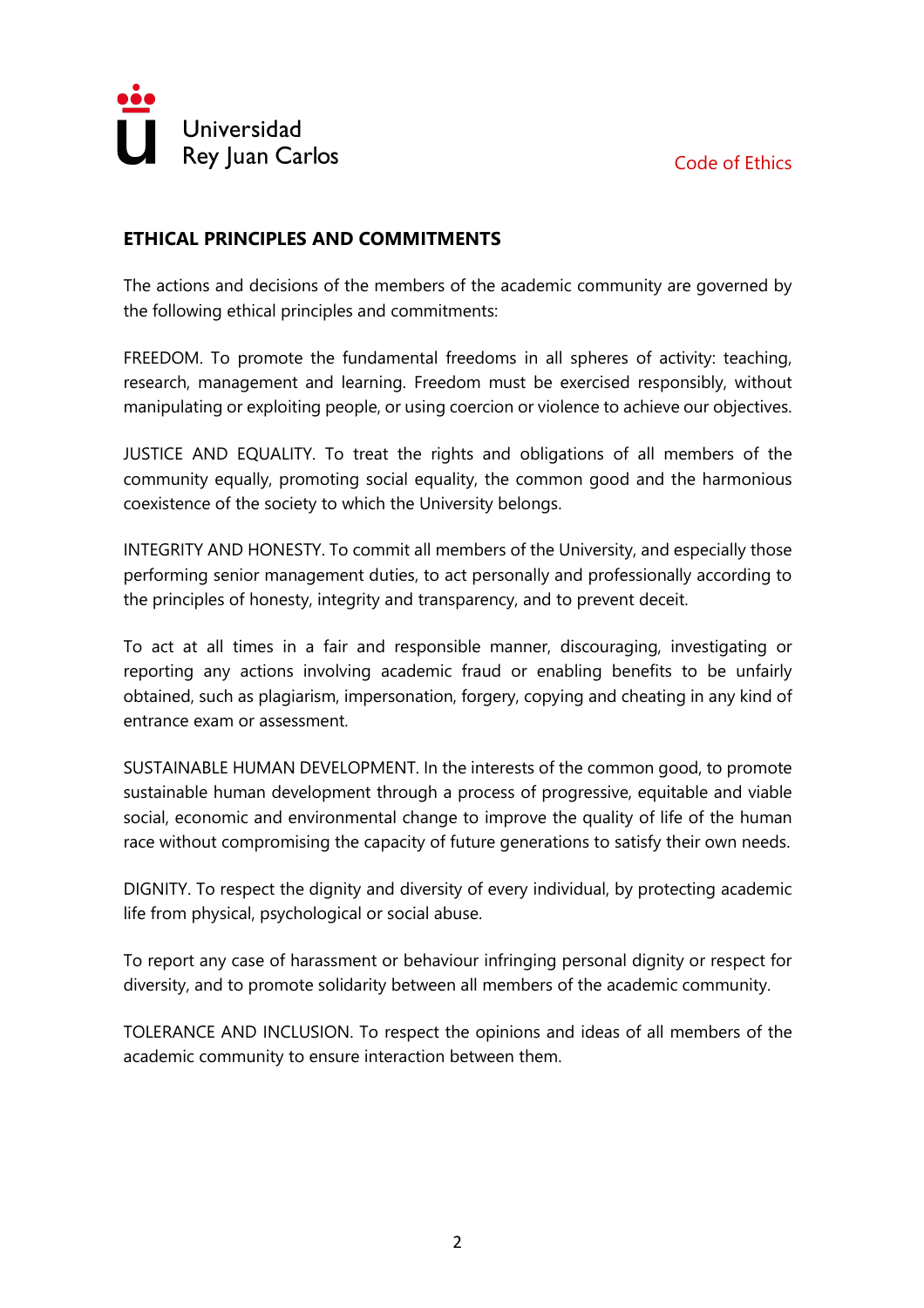## ETHICAL PRINCIPLES AND COMMITMENTS

The actions and decisions of the members of the academic community are governed by the following ethical principles and commitments:

FREEDOM. To promote the fundamental freedoms in all spheres of activity: teaching, research, management and learning. Freedom must be exercised responsibly, without manipulating or exploiting people, or using coercion or violence to achieve our objectives.

JUSTICE AND EQUALITY. To treat the rights and obligations of all members of the community equally, promoting social equality, the common good and the harmonious coexistence of the society to which the University belongs.

INTEGRITY AND HONESTY. To commit all members of the University, and especially those performing senior management duties, to act personally and professionally according to the principles of honesty, integrity and transparency, and to prevent deceit.

To act at all times in a fair and responsible manner, discouraging, investigating or reporting any actions involving academic fraud or enabling benefits to be unfairly obtained, such as plagiarism, impersonation, forgery, copying and cheating in any kind of entrance exam or assessment.

SUSTAINABLE HUMAN DEVELOPMENT. In the interests of the common good, to promote sustainable human development through a process of progressive, equitable and viable social, economic and environmental change to improve the quality of life of the human race without compromising the capacity of future generations to satisfy their own needs.

DIGNITY. To respect the dignity and diversity of every individual, by protecting academic life from physical, psychological or social abuse.

To report any case of harassment or behaviour infringing personal dignity or respect for diversity, and to promote solidarity between all members of the academic community.

TOLERANCE AND INCLUSION. To respect the opinions and ideas of all members of the academic community to ensure interaction between them.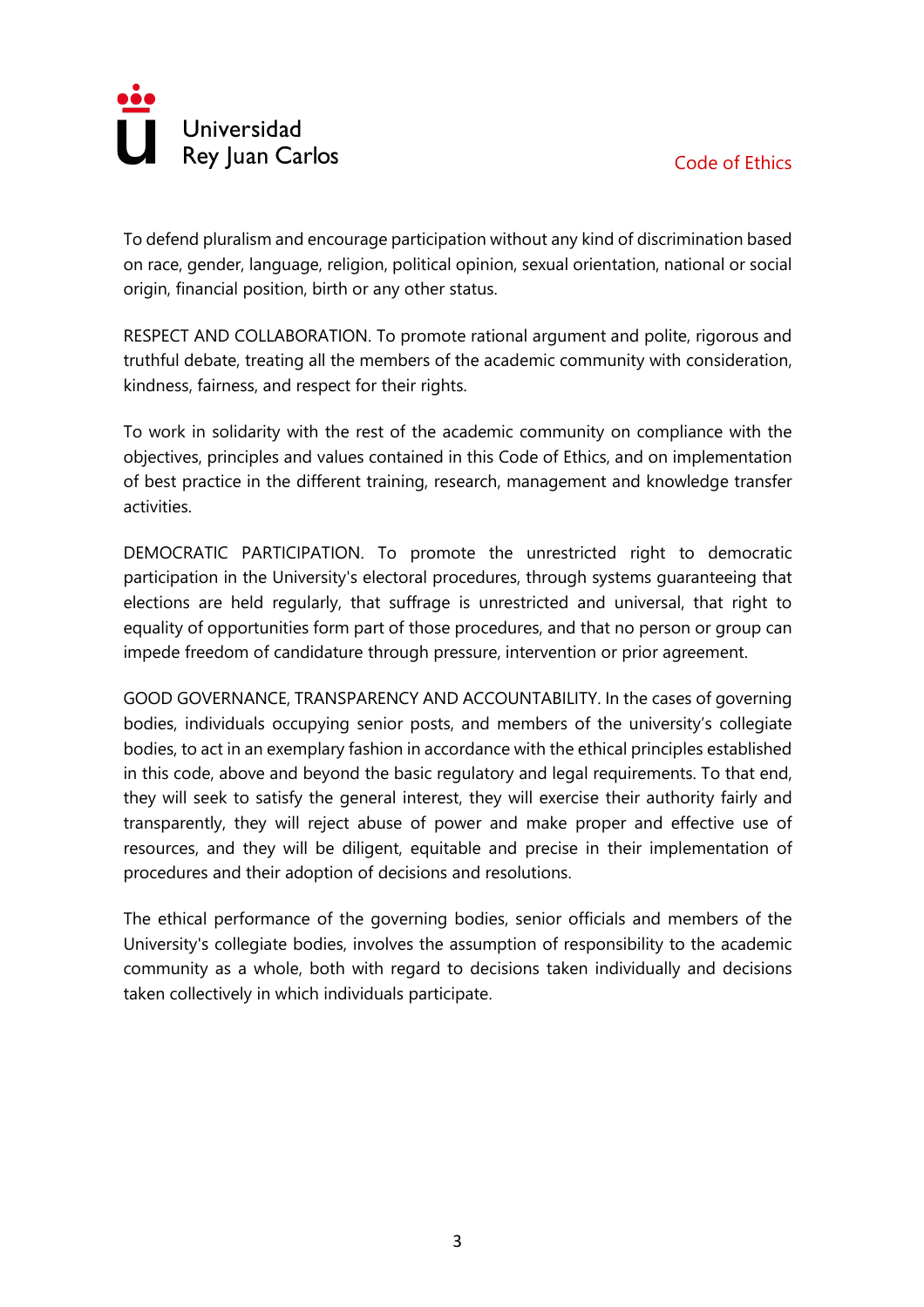To defend pluralism and encourage participation without any kind of discrimination based on race, gender, language, religion, political opinion, sexual orientation, national or social origin, financial position, birth or any other status.

RESPECT AND COLLABORATION. To promote rational argument and polite, rigorous and truthful debate, treating all the members of the academic community with consideration, kindness, fairness, and respect for their rights.

To work in solidarity with the rest of the academic community on compliance with the objectives, principles and values contained in this Code of Ethics, and on implementation of best practice in the different training, research, management and knowledge transfer activities.

DEMOCRATIC PARTICIPATION. To promote the unrestricted right to democratic participation in the University's electoral procedures, through systems guaranteeing that elections are held regularly, that suffrage is unrestricted and universal, that right to equality of opportunities form part of those procedures, and that no person or group can impede freedom of candidature through pressure, intervention or prior agreement.

GOOD GOVERNANCE, TRANSPARENCY AND ACCOUNTABILITY. In the cases of governing bodies, individuals occupying senior posts, and members of the university's collegiate bodies, to act in an exemplary fashion in accordance with the ethical principles established in this code, above and beyond the basic regulatory and legal requirements. To that end, they will seek to satisfy the general interest, they will exercise their authority fairly and transparently, they will reject abuse of power and make proper and effective use of resources, and they will be diligent, equitable and precise in their implementation of procedures and their adoption of decisions and resolutions.

The ethical performance of the governing bodies, senior officials and members of the University's collegiate bodies, involves the assumption of responsibility to the academic community as a whole, both with regard to decisions taken individually and decisions taken collectively in which individuals participate.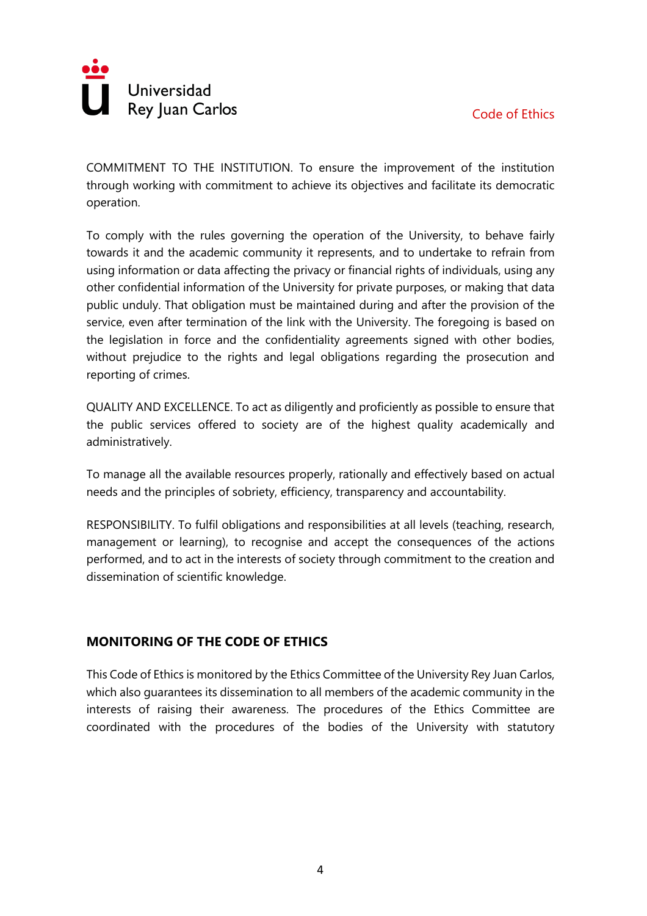COMMITMENT TO THE INSTITUTION. To ensure the improvement of the institution through working with commitment to achieve its objectives and facilitate its democratic operation.

To comply with the rules governing the operation of the University, to behave fairly towards it and the academic community it represents, and to undertake to refrain from using information or data affecting the privacy or financial rights of individuals, using any other confidential information of the University for private purposes, or making that data public unduly. That obligation must be maintained during and after the provision of the service, even after termination of the link with the University. The foregoing is based on the legislation in force and the confidentiality agreements signed with other bodies, without prejudice to the rights and legal obligations regarding the prosecution and reporting of crimes.

QUALITY AND EXCELLENCE. To act as diligently and proficiently as possible to ensure that the public services offered to society are of the highest quality academically and administratively.

To manage all the available resources properly, rationally and effectively based on actual needs and the principles of sobriety, efficiency, transparency and accountability.

RESPONSIBILITY. To fulfil obligations and responsibilities at all levels (teaching, research, management or learning), to recognise and accept the consequences of the actions performed, and to act in the interests of society through commitment to the creation and dissemination of scientific knowledge.

## MONITORING OF THE CODE OF ETHICS

This Code of Ethics is monitored by the Ethics Committee of the University Rey Juan Carlos, which also guarantees its dissemination to all members of the academic community in the interests of raising their awareness. The procedures of the Ethics Committee are coordinated with the procedures of the bodies of the University with statutory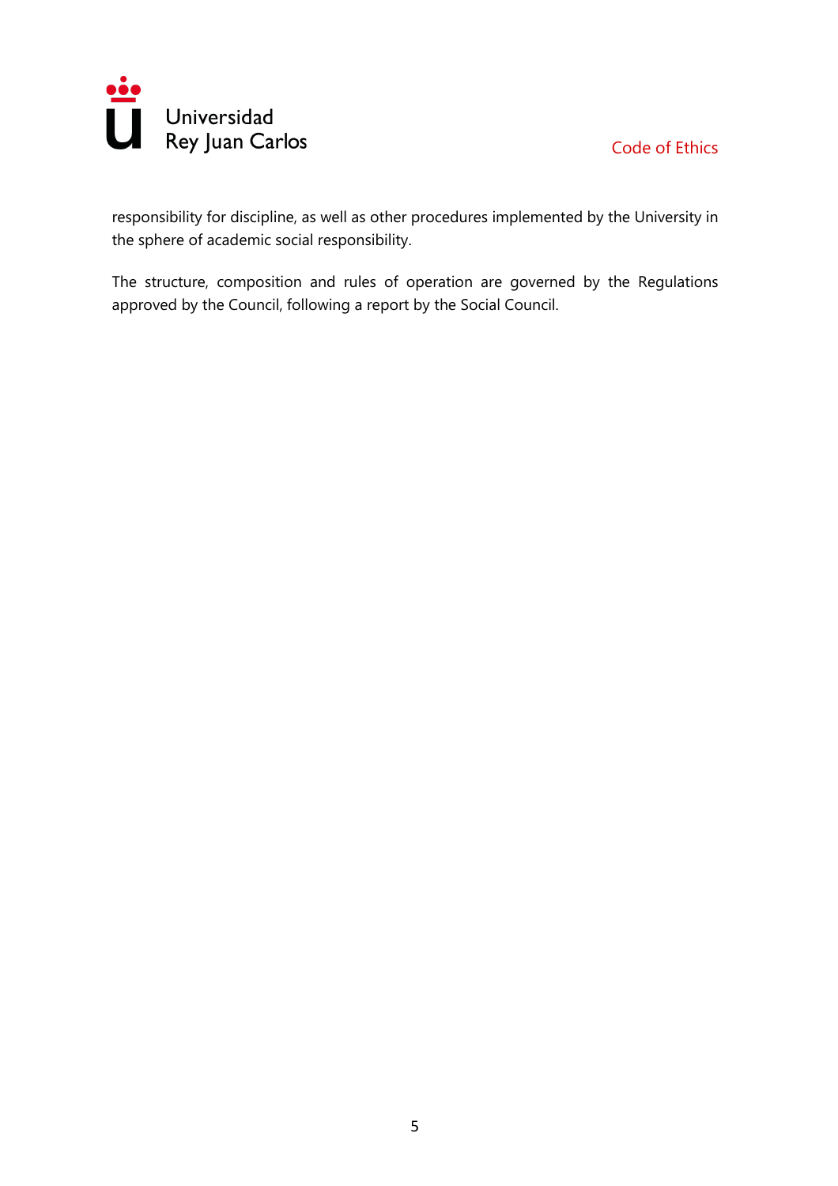responsibility for discipline, as well as other procedures implemented by the University in the sphere of academic social responsibility.

The structure, composition and rules of operation are governed by the Regulations approved by the Council, following a report by the Social Council.